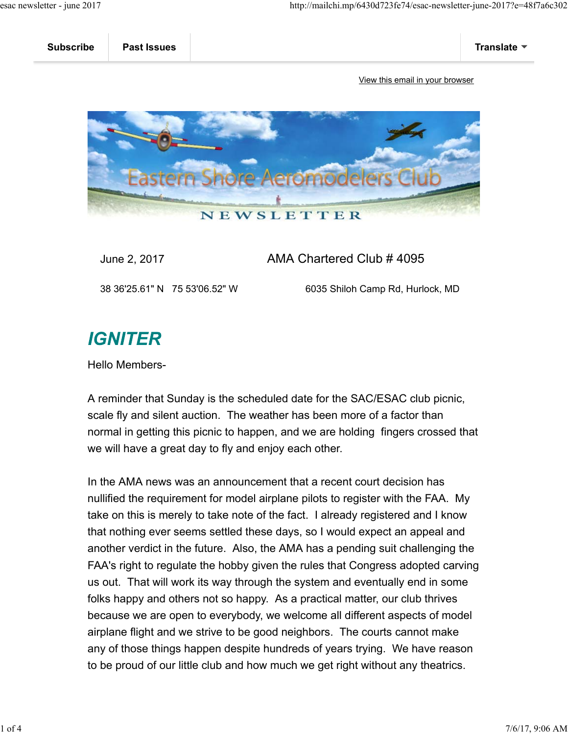Subscribe | Past Issues | Translate

View this email in your browser

June 2, 2017 AMA Chartered Club # 4095

38 36'25.61" N 75 53'06.52" W 6035 Shiloh Camp Rd, Hurlock, MD

## *IGNITER*

Hello Members-

A reminder that Sunday is the scheduled date for the SAC/ESAC club picnic, scale fly and silent auction. The weather has been more of a factor than normal in getting this picnic to happen, and we are holding fingers crossed that we will have a great day to fly and enjoy each other.

In the AMA news was an announcement that a recent court decision has nullified the requirement for model airplane pilots to register with the FAA. My take on this is merely to take note of the fact. I already registered and I know that nothing ever seems settled these days, so I would expect an appeal and another verdict in the future. Also, the AMA has a pending suit challenging the FAA's right to regulate the hobby given the rules that Congress adopted carving us out. That will work its way through the system and eventually end in some folks happy and others not so happy. As a practical matter, our club thrives because we are open to everybody, we welcome all different aspects of model airplane flight and we strive to be good neighbors. The courts cannot make any of those things happen despite hundreds of years trying. We have reason to be proud of our little club and how much we get right without any theatrics.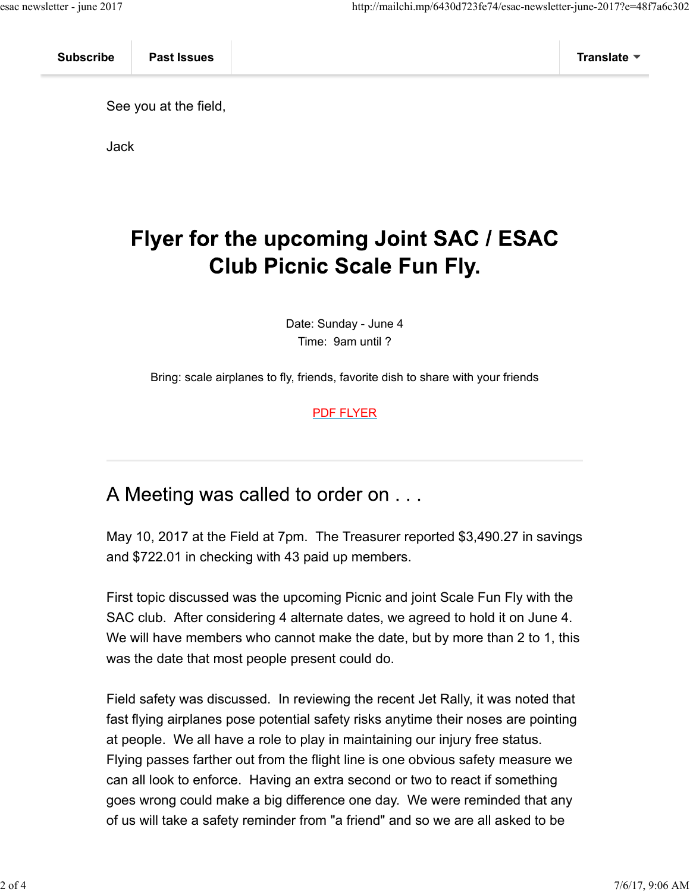See you at the field,

Jack

## Flyer for the upcoming Joint SAC / ESAC Club Picnic Scale Fun Fly.

Date: Sunday - June 4
Time: 9am until ?

Bring: scale airplanes to fly, friends, favorite dish to share with your friends

PDF FLYER

---

## A Meeting was called to order on . . .

May 10, 2017 at the Field at 7pm. The Treasurer reported $3,490.27 in savings and $722.01 in checking with 43 paid up members.

First topic discussed was the upcoming Picnic and joint Scale Fun Fly with the SAC club. After considering 4 alternate dates, we agreed to hold it on June 4. We will have members who cannot make the date, but by more than 2 to 1, this was the date that most people present could do.

Field safety was discussed. In reviewing the recent Jet Rally, it was noted that fast flying airplanes pose potential safety risks anytime their noses are pointing at people. We all have a role to play in maintaining our injury free status. Flying passes farther out from the flight line is one obvious safety measure we can all look to enforce. Having an extra second or two to react if something goes wrong could make a big difference one day. We were reminded that any of us will take a safety reminder from "a friend" and so we are all asked to be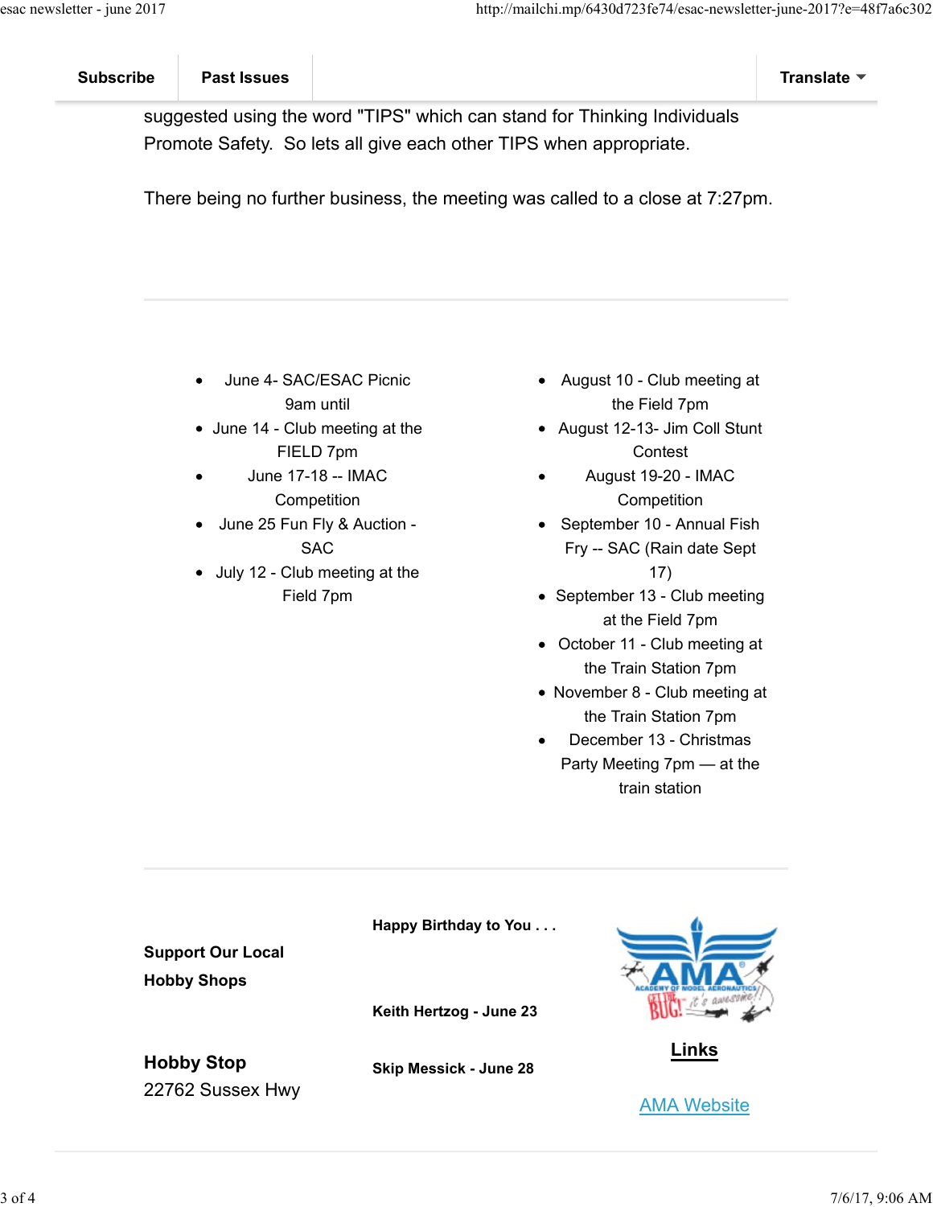suggested using the word "TIPS" which can stand for Thinking Individuals Promote Safety. So lets all give each other TIPS when appropriate.

There being no further business, the meeting was called to a close at 7:27pm.

---

- June 4- SAC/ESAC Picnic 9am until
- June 14 - Club meeting at the FIELD 7pm
- June 17-18 -- IMAC Competition
- June 25 Fun Fly & Auction - SAC
- July 12 - Club meeting at the Field 7pm
- August 10 - Club meeting at the Field 7pm
- August 12-13- Jim Coll Stunt Contest
- August 19-20 - IMAC Competition
- September 10 - Annual Fish Fry -- SAC (Rain date Sept 17)
- September 13 - Club meeting at the Field 7pm
- October 11 - Club meeting at the Train Station 7pm
- November 8 - Club meeting at the Train Station 7pm
- December 13 - Christmas Party Meeting 7pm — at the train station

---

**Support Our Local Hobby Shops**

**Hobby Stop**
22762 Sussex Hwy

**Happy Birthday to You . . .**

**Keith Hertzog - June 23**

**Skip Messick - June 28**

**Links**

AMA Website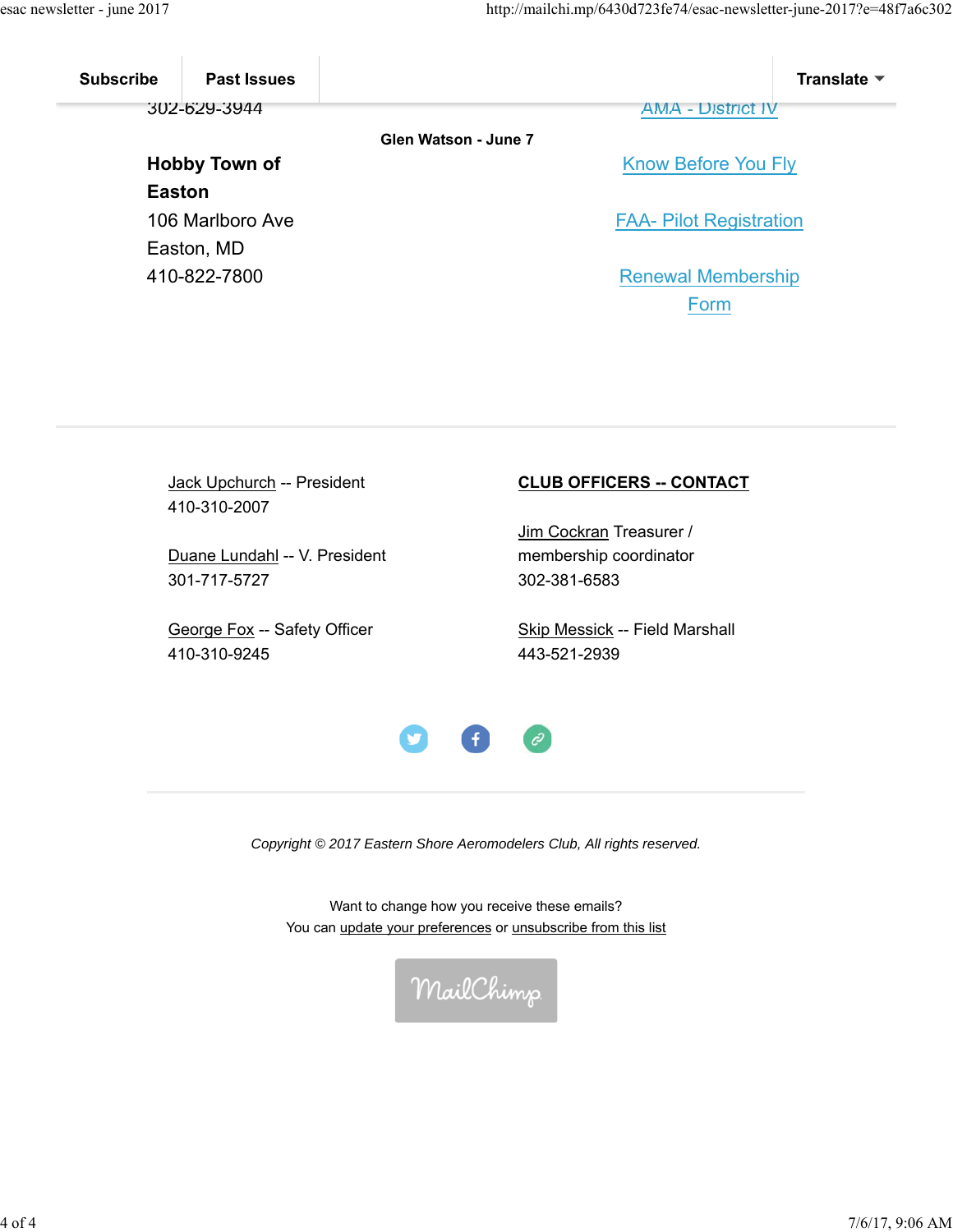302-629-3944

Glen Watson - June 7

**Hobby Town of Easton**
106 Marlboro Ave
Easton, MD
410-822-7800

AMA - District IV

Know Before You Fly

FAA- Pilot Registration

Renewal Membership Form

---

Jack Upchurch -- President
410-310-2007

Duane Lundahl -- V. President
301-717-5727

George Fox -- Safety Officer
410-310-9245

**CLUB OFFICERS -- CONTACT**

Jim Cockran Treasurer / membership coordinator
302-381-6583

Skip Messick -- Field Marshall
443-521-2939

---

*Copyright © 2017 Eastern Shore Aeromodelers Club, All rights reserved.*

Want to change how you receive these emails?
You can update your preferences or unsubscribe from this list